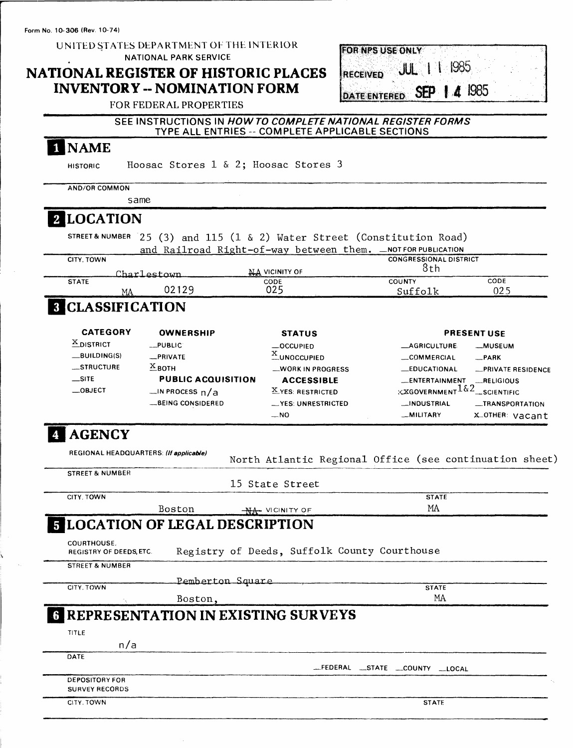Form No. 10-306 (Rev. 10-74)

UNITED STATES DEPARTMENT OF THE INTERIOR
NATIONAL PARK SERVICE

# NATIONAL REGISTER OF HISTORIC PLACES INVENTORY -- NOMINATION FORM

FOR FEDERAL PROPERTIES

| FOR NPS USE ONLY | |
|---|---|
| RECEIVED | JUL 11 1985 |
| DATE ENTERED | SEP 14 1985 |

SEE INSTRUCTIONS IN *HOW TO COMPLETE NATIONAL REGISTER FORMS*
TYPE ALL ENTRIES -- COMPLETE APPLICABLE SECTIONS

## 1 NAME

HISTORIC Hoosac Stores 1 & 2; Hoosac Stores 3

AND/OR COMMON
same

## 2 LOCATION

STREET & NUMBER 25 (3) and 115 (1 & 2) Water Street (Constitution Road) and Railroad Right-of-way between them. __NOT FOR PUBLICATION

| CITY, TOWN | | | CONGRESSIONAL DISTRICT | |
|---|---|---|---|---|
| Charlestown | NA VICINITY OF | | 8th | |
| STATE | | CODE | COUNTY | CODE |
| MA | 02129 | 025 | Suffolk | 025 |

## 3 CLASSIFICATION

| CATEGORY | OWNERSHIP | STATUS | PRESENT USE | |
|---|---|---|---|---|
| X DISTRICT | __PUBLIC | __OCCUPIED | __AGRICULTURE | __MUSEUM |
| __BUILDING(S) | __PRIVATE | X UNOCCUPIED | __COMMERCIAL | __PARK |
| __STRUCTURE | X BOTH | __WORK IN PROGRESS | __EDUCATIONAL | __PRIVATE RESIDENCE |
| __SITE | **PUBLIC ACQUISITION** | **ACCESSIBLE** | __ENTERTAINMENT | __RELIGIOUS |
| __OBJECT | __IN PROCESS n/a | X YES: RESTRICTED | XX GOVERNMENT 1&2 | __SCIENTIFIC |
| | __BEING CONSIDERED | __YES: UNRESTRICTED | __INDUSTRIAL | __TRANSPORTATION |
| | | __NO | __MILITARY | X OTHER: vacant |

## 4 AGENCY

REGIONAL HEADQUARTERS: *(If applicable)* North Atlantic Regional Office (see continuation sheet)

STREET & NUMBER
15 State Street

| CITY, TOWN | | STATE |
|---|---|---|
| Boston | ~~NA~~ VICINITY OF | MA |

## 5 LOCATION OF LEGAL DESCRIPTION

COURTHOUSE, REGISTRY OF DEEDS, ETC. Registry of Deeds, Suffolk County Courthouse

STREET & NUMBER
Pemberton Square

| CITY, TOWN | STATE |
|---|---|
| Boston, | MA |

## 6 REPRESENTATION IN EXISTING SURVEYS

TITLE
n/a

DATE
__FEDERAL __STATE __COUNTY __LOCAL

DEPOSITORY FOR SURVEY RECORDS

CITY, TOWN STATE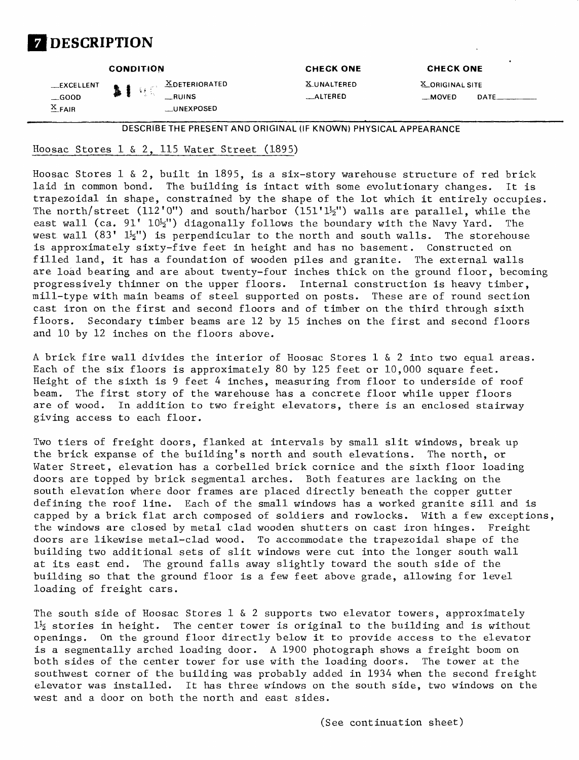# 7 DESCRIPTION

| CONDITION | | CHECK ONE | CHECK ONE |
| --- | --- | --- | --- |
| __EXCELLENT | X DETERIORATED | X UNALTERED | X ORIGINAL SITE |
| __GOOD | __RUINS | __ALTERED | __MOVED DATE______ |
| X FAIR | __UNEXPOSED | | |

DESCRIBE THE PRESENT AND ORIGINAL (IF KNOWN) PHYSICAL APPEARANCE

Hoosac Stores 1 & 2, 115 Water Street (1895)

Hoosac Stores 1 & 2, built in 1895, is a six-story warehouse structure of red brick laid in common bond. The building is intact with some evolutionary changes. It is trapezoidal in shape, constrained by the shape of the lot which it entirely occupies. The north/street (112'0") and south/harbor (151'1½") walls are parallel, while the east wall (ca. 91' 10½") diagonally follows the boundary with the Navy Yard. The west wall (83' 1½") is perpendicular to the north and south walls. The storehouse is approximately sixty-five feet in height and has no basement. Constructed on filled land, it has a foundation of wooden piles and granite. The external walls are load bearing and are about twenty-four inches thick on the ground floor, becoming progressively thinner on the upper floors. Internal construction is heavy timber, mill-type with main beams of steel supported on posts. These are of round section cast iron on the first and second floors and of timber on the third through sixth floors. Secondary timber beams are 12 by 15 inches on the first and second floors and 10 by 12 inches on the floors above.

A brick fire wall divides the interior of Hoosac Stores 1 & 2 into two equal areas. Each of the six floors is approximately 80 by 125 feet or 10,000 square feet. Height of the sixth is 9 feet 4 inches, measuring from floor to underside of roof beam. The first story of the warehouse has a concrete floor while upper floors are of wood. In addition to two freight elevators, there is an enclosed stairway giving access to each floor.

Two tiers of freight doors, flanked at intervals by small slit windows, break up the brick expanse of the building's north and south elevations. The north, or Water Street, elevation has a corbelled brick cornice and the sixth floor loading doors are topped by brick segmental arches. Both features are lacking on the south elevation where door frames are placed directly beneath the copper gutter defining the roof line. Each of the small windows has a worked granite sill and is capped by a brick flat arch composed of soldiers and rowlocks. With a few exceptions, the windows are closed by metal clad wooden shutters on cast iron hinges. Freight doors are likewise metal-clad wood. To accommodate the trapezoidal shape of the building two additional sets of slit windows were cut into the longer south wall at its east end. The ground falls away slightly toward the south side of the building so that the ground floor is a few feet above grade, allowing for level loading of freight cars.

The south side of Hoosac Stores 1 & 2 supports two elevator towers, approximately 1½ stories in height. The center tower is original to the building and is without openings. On the ground floor directly below it to provide access to the elevator is a segmentally arched loading door. A 1900 photograph shows a freight boom on both sides of the center tower for use with the loading doors. The tower at the southwest corner of the building was probably added in 1934 when the second freight elevator was installed. It has three windows on the south side, two windows on the west and a door on both the north and east sides.

(See continuation sheet)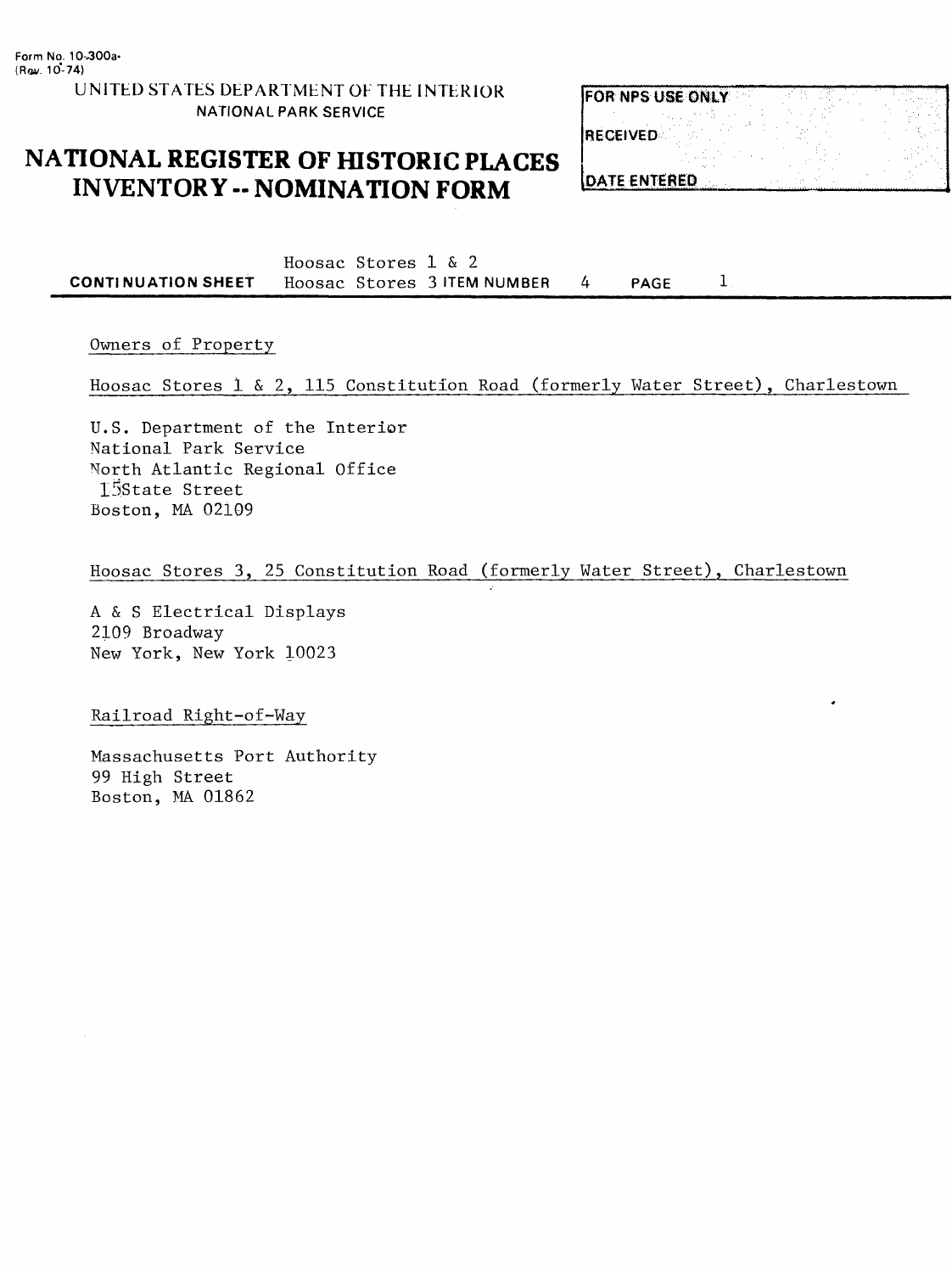Form No. 10-300a
(Rev. 10-74)

UNITED STATES DEPARTMENT OF THE INTERIOR
NATIONAL PARK SERVICE

# NATIONAL REGISTER OF HISTORIC PLACES INVENTORY -- NOMINATION FORM

| FOR NPS USE ONLY |
|---|
| RECEIVED |
| DATE ENTERED |

**CONTINUATION SHEET** Hoosac Stores 1 & 2 Hoosac Stores 3 **ITEM NUMBER** 4 **PAGE** 1

Owners of Property

Hoosac Stores 1 & 2, 115 Constitution Road (formerly Water Street), Charlestown

U.S. Department of the Interior
National Park Service
North Atlantic Regional Office
15 State Street
Boston, MA 02109

Hoosac Stores 3, 25 Constitution Road (formerly Water Street), Charlestown

A & S Electrical Displays
2109 Broadway
New York, New York 10023

Railroad Right-of-Way

Massachusetts Port Authority
99 High Street
Boston, MA 01862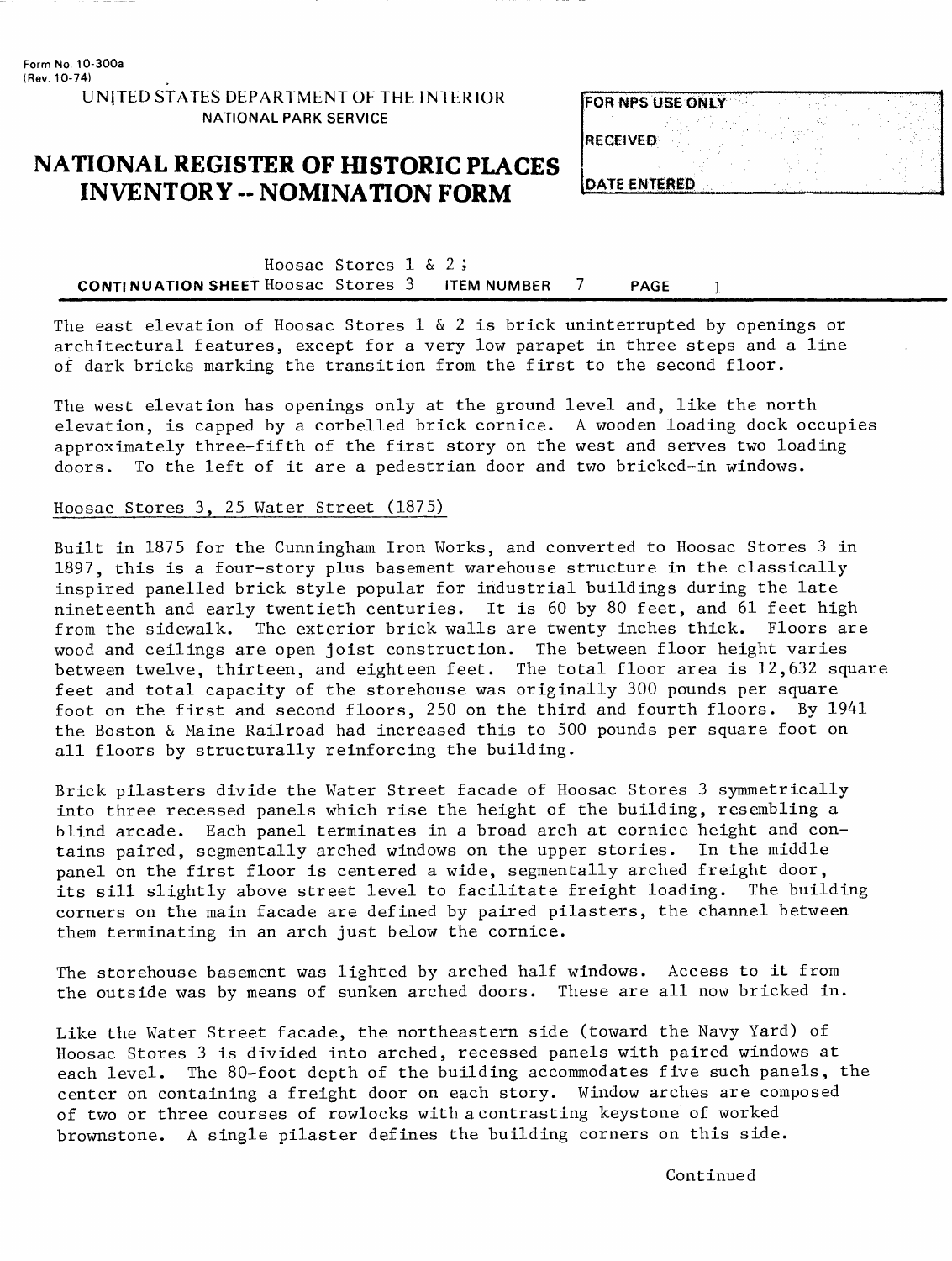The east elevation of Hoosac Stores 1 & 2 is brick uninterrupted by openings or architectural features, except for a very low parapet in three steps and a line of dark bricks marking the transition from the first to the second floor.

The west elevation has openings only at the ground level and, like the north elevation, is capped by a corbelled brick cornice. A wooden loading dock occupies approximately three-fifth of the first story on the west and serves two loading doors. To the left of it are a pedestrian door and two bricked-in windows.

Hoosac Stores 3, 25 Water Street (1875)

Built in 1875 for the Cunningham Iron Works, and converted to Hoosac Stores 3 in 1897, this is a four-story plus basement warehouse structure in the classically inspired panelled brick style popular for industrial buildings during the late nineteenth and early twentieth centuries. It is 60 by 80 feet, and 61 feet high from the sidewalk. The exterior brick walls are twenty inches thick. Floors are wood and ceilings are open joist construction. The between floor height varies between twelve, thirteen, and eighteen feet. The total floor area is 12,632 square feet and total capacity of the storehouse was originally 300 pounds per square foot on the first and second floors, 250 on the third and fourth floors. By 1941 the Boston & Maine Railroad had increased this to 500 pounds per square foot on all floors by structurally reinforcing the building.

Brick pilasters divide the Water Street facade of Hoosac Stores 3 symmetrically into three recessed panels which rise the height of the building, resembling a blind arcade. Each panel terminates in a broad arch at cornice height and contains paired, segmentally arched windows on the upper stories. In the middle panel on the first floor is centered a wide, segmentally arched freight door, its sill slightly above street level to facilitate freight loading. The building corners on the main facade are defined by paired pilasters, the channel between them terminating in an arch just below the cornice.

The storehouse basement was lighted by arched half windows. Access to it from the outside was by means of sunken arched doors. These are all now bricked in.

Like the Water Street facade, the northeastern side (toward the Navy Yard) of Hoosac Stores 3 is divided into arched, recessed panels with paired windows at each level. The 80-foot depth of the building accommodates five such panels, the center on containing a freight door on each story. Window arches are composed of two or three courses of rowlocks with a contrasting keystone of worked brownstone. A single pilaster defines the building corners on this side.

Continued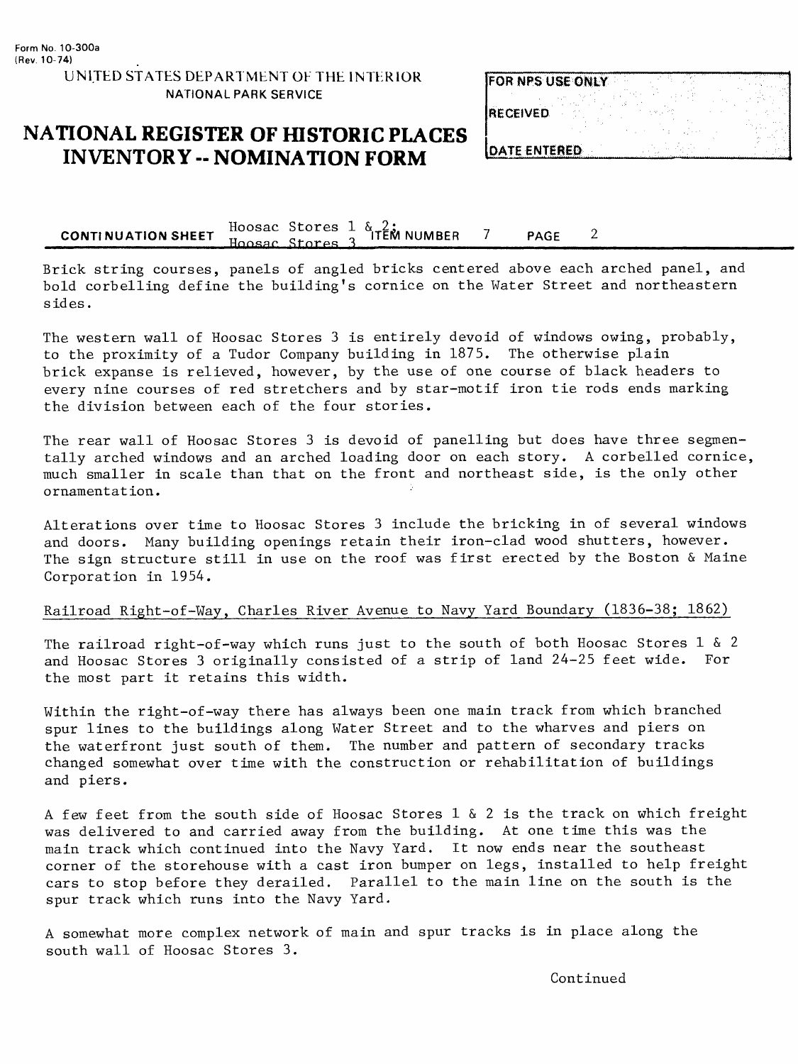Brick string courses, panels of angled bricks centered above each arched panel, and bold corbelling define the building's cornice on the Water Street and northeastern sides.

The western wall of Hoosac Stores 3 is entirely devoid of windows owing, probably, to the proximity of a Tudor Company building in 1875. The otherwise plain brick expanse is relieved, however, by the use of one course of black headers to every nine courses of red stretchers and by star-motif iron tie rods ends marking the division between each of the four stories.

The rear wall of Hoosac Stores 3 is devoid of panelling but does have three segmentally arched windows and an arched loading door on each story. A corbelled cornice, much smaller in scale than that on the front and northeast side, is the only other ornamentation.

Alterations over time to Hoosac Stores 3 include the bricking in of several windows and doors. Many building openings retain their iron-clad wood shutters, however. The sign structure still in use on the roof was first erected by the Boston & Maine Corporation in 1954.

Railroad Right-of-Way, Charles River Avenue to Navy Yard Boundary (1836-38; 1862)

The railroad right-of-way which runs just to the south of both Hoosac Stores 1 & 2 and Hoosac Stores 3 originally consisted of a strip of land 24-25 feet wide. For the most part it retains this width.

Within the right-of-way there has always been one main track from which branched spur lines to the buildings along Water Street and to the wharves and piers on the waterfront just south of them. The number and pattern of secondary tracks changed somewhat over time with the construction or rehabilitation of buildings and piers.

A few feet from the south side of Hoosac Stores 1 & 2 is the track on which freight was delivered to and carried away from the building. At one time this was the main track which continued into the Navy Yard. It now ends near the southeast corner of the storehouse with a cast iron bumper on legs, installed to help freight cars to stop before they derailed. Parallel to the main line on the south is the spur track which runs into the Navy Yard.

A somewhat more complex network of main and spur tracks is in place along the south wall of Hoosac Stores 3.

Continued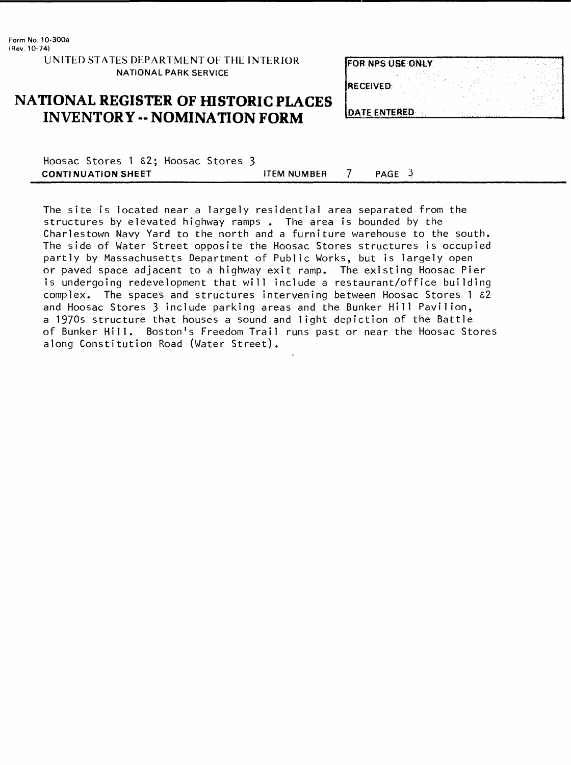Form No. 10-300a
(Rev. 10-74)

UNITED STATES DEPARTMENT OF THE INTERIOR
NATIONAL PARK SERVICE

# NATIONAL REGISTER OF HISTORIC PLACES INVENTORY -- NOMINATION FORM

| FOR NPS USE ONLY |
|---|
| RECEIVED |
| DATE ENTERED |

Hoosac Stores 1 &2; Hoosac Stores 3
**CONTINUATION SHEET** ITEM NUMBER 7 PAGE 3

The site is located near a largely residential area separated from the structures by elevated highway ramps . The area is bounded by the Charlestown Navy Yard to the north and a furniture warehouse to the south. The side of Water Street opposite the Hoosac Stores structures is occupied partly by Massachusetts Department of Public Works, but is largely open or paved space adjacent to a highway exit ramp. The existing Hoosac Pier is undergoing redevelopment that will include a restaurant/office building complex. The spaces and structures intervening between Hoosac Stores 1 &2 and Hoosac Stores 3 include parking areas and the Bunker Hill Pavilion, a 1970s structure that houses a sound and light depiction of the Battle of Bunker Hill. Boston's Freedom Trail runs past or near the Hoosac Stores along Constitution Road (Water Street).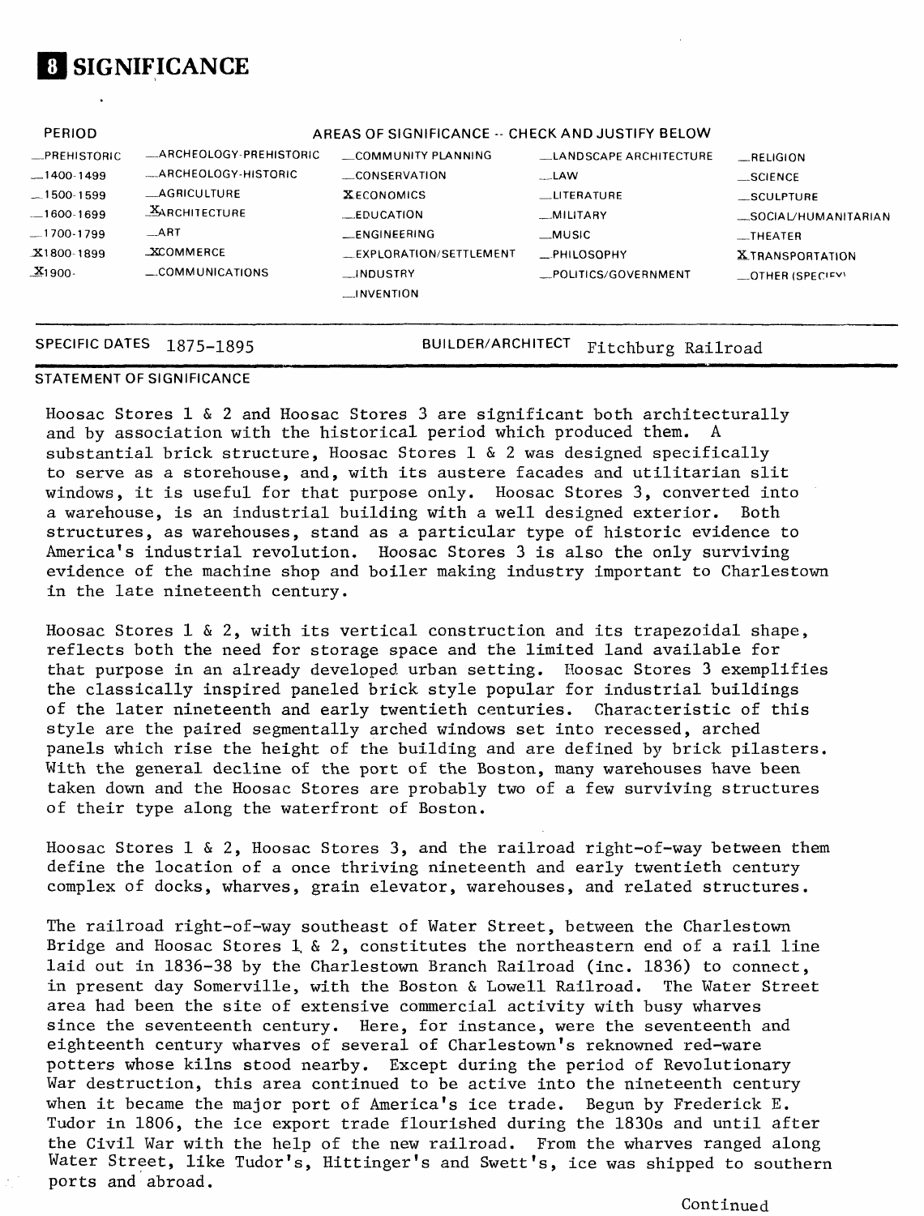# 8 SIGNIFICANCE

| PERIOD | AREAS OF SIGNIFICANCE -- CHECK AND JUSTIFY BELOW | | | |
|---|---|---|---|---|
| _PREHISTORIC | _ARCHEOLOGY-PREHISTORIC | _COMMUNITY PLANNING | _LANDSCAPE ARCHITECTURE | _RELIGION |
| _1400-1499 | _ARCHEOLOGY-HISTORIC | _CONSERVATION | _LAW | _SCIENCE |
| _1500-1599 | _AGRICULTURE | X ECONOMICS | _LITERATURE | _SCULPTURE |
| _1600-1699 | X ARCHITECTURE | _EDUCATION | _MILITARY | _SOCIAL/HUMANITARIAN |
| _1700-1799 | _ART | _ENGINEERING | _MUSIC | _THEATER |
| X 1800-1899 | X COMMERCE | _EXPLORATION/SETTLEMENT | _PHILOSOPHY | X TRANSPORTATION |
| X 1900- | _COMMUNICATIONS | _INDUSTRY | _POLITICS/GOVERNMENT | _OTHER (SPECIFY) |
| | | _INVENTION | | |

SPECIFIC DATES 1875-1895 BUILDER/ARCHITECT Fitchburg Railroad

STATEMENT OF SIGNIFICANCE

Hoosac Stores 1 & 2 and Hoosac Stores 3 are significant both architecturally and by association with the historical period which produced them. A substantial brick structure, Hoosac Stores 1 & 2 was designed specifically to serve as a storehouse, and, with its austere facades and utilitarian slit windows, it is useful for that purpose only. Hoosac Stores 3, converted into a warehouse, is an industrial building with a well designed exterior. Both structures, as warehouses, stand as a particular type of historic evidence to America's industrial revolution. Hoosac Stores 3 is also the only surviving evidence of the machine shop and boiler making industry important to Charlestown in the late nineteenth century.

Hoosac Stores 1 & 2, with its vertical construction and its trapezoidal shape, reflects both the need for storage space and the limited land available for that purpose in an already developed urban setting. Hoosac Stores 3 exemplifies the classically inspired paneled brick style popular for industrial buildings of the later nineteenth and early twentieth centuries. Characteristic of this style are the paired segmentally arched windows set into recessed, arched panels which rise the height of the building and are defined by brick pilasters. With the general decline of the port of the Boston, many warehouses have been taken down and the Hoosac Stores are probably two of a few surviving structures of their type along the waterfront of Boston.

Hoosac Stores 1 & 2, Hoosac Stores 3, and the railroad right-of-way between them define the location of a once thriving nineteenth and early twentieth century complex of docks, wharves, grain elevator, warehouses, and related structures.

The railroad right-of-way southeast of Water Street, between the Charlestown Bridge and Hoosac Stores 1 & 2, constitutes the northeastern end of a rail line laid out in 1836-38 by the Charlestown Branch Railroad (inc. 1836) to connect, in present day Somerville, with the Boston & Lowell Railroad. The Water Street area had been the site of extensive commercial activity with busy wharves since the seventeenth century. Here, for instance, were the seventeenth and eighteenth century wharves of several of Charlestown's reknowned red-ware potters whose kilns stood nearby. Except during the period of Revolutionary War destruction, this area continued to be active into the nineteenth century when it became the major port of America's ice trade. Begun by Frederick E. Tudor in 1806, the ice export trade flourished during the 1830s and until after the Civil War with the help of the new railroad. From the wharves ranged along Water Street, like Tudor's, Hittinger's and Swett's, ice was shipped to southern ports and abroad.

Continued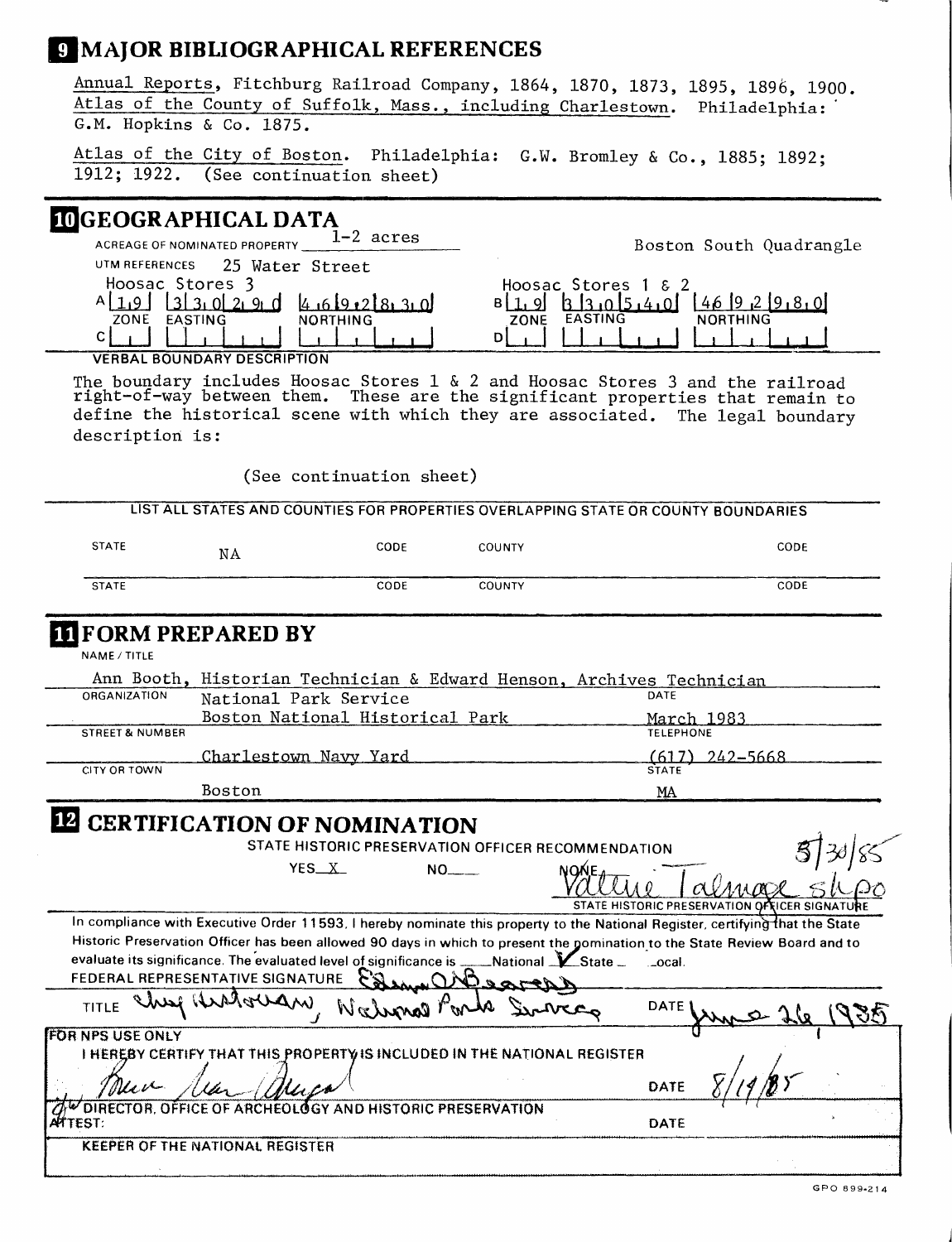## 9 MAJOR BIBLIOGRAPHICAL REFERENCES

Annual Reports, Fitchburg Railroad Company, 1864, 1870, 1873, 1895, 1896, 1900.
Atlas of the County of Suffolk, Mass., including Charlestown. Philadelphia: G.M. Hopkins & Co. 1875.

Atlas of the City of Boston. Philadelphia: G.W. Bromley & Co., 1885; 1892; 1912; 1922. (See continuation sheet)

## 10 GEOGRAPHICAL DATA

ACREAGE OF NOMINATED PROPERTY 1-2 acres

Boston South Quadrangle

UTM REFERENCES 25 Water Street

| | Property | ZONE | EASTING | NORTHING |
|---|---|---|---|---|
| A | Hoosac Stores 3 | 1,9 | 3 3,0 2,9,0 | 4,6 9,2 8,3,0 |
| B | Hoosac Stores 1 & 2 | 1,9 | 3 3,0 5,4,0 | 46 9,2 9,8,0 |
| C | | | | |
| D | | | | |

VERBAL BOUNDARY DESCRIPTION

The boundary includes Hoosac Stores 1 & 2 and Hoosac Stores 3 and the railroad right-of-way between them. These are the significant properties that remain to define the historical scene with which they are associated. The legal boundary description is:

(See continuation sheet)

LIST ALL STATES AND COUNTIES FOR PROPERTIES OVERLAPPING STATE OR COUNTY BOUNDARIES

| STATE | CODE | COUNTY | CODE |
|---|---|---|---|
| NA | | | |
| | | | |

## 11 FORM PREPARED BY

NAME / TITLE: Ann Booth, Historian Technician & Edward Henson, Archives Technician

ORGANIZATION: National Park Service, Boston National Historical Park

DATE: March 1983

STREET & NUMBER: Charlestown Navy Yard

TELEPHONE: (617) 242-5668

CITY OR TOWN: Boston

STATE: MA

## 12 CERTIFICATION OF NOMINATION

STATE HISTORIC PRESERVATION OFFICER RECOMMENDATION

YES X NO___ NONE___

Valerie Talmage SHPO 5/30/85
STATE HISTORIC PRESERVATION OFFICER SIGNATURE

In compliance with Executive Order 11593, I hereby nominate this property to the National Register, certifying that the State Historic Preservation Officer has been allowed 90 days in which to present the nomination to the State Review Board and to evaluate its significance. The evaluated level of significance is ___National X State ___Local.

FEDERAL REPRESENTATIVE SIGNATURE Edwin C. Bearss

TITLE Chief Historian, National Park Service DATE June 26, 1985

FOR NPS USE ONLY

I HEREBY CERTIFY THAT THIS PROPERTY IS INCLUDED IN THE NATIONAL REGISTER

DATE 8/19/85

DIRECTOR, OFFICE OF ARCHEOLOGY AND HISTORIC PRESERVATION

ATTEST: DATE

KEEPER OF THE NATIONAL REGISTER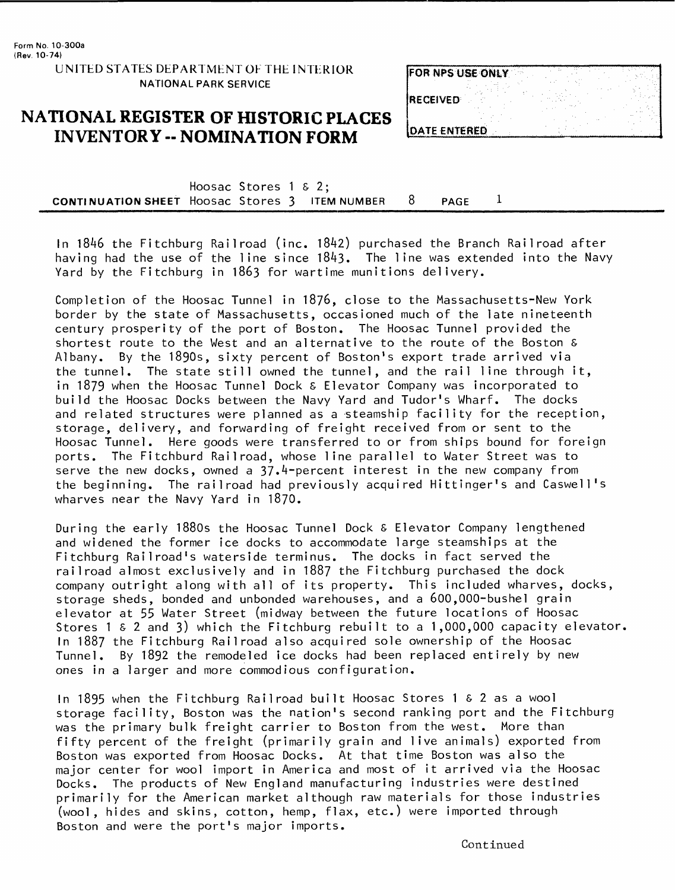Form No. 10-300a
(Rev. 10-74)

UNITED STATES DEPARTMENT OF THE INTERIOR
NATIONAL PARK SERVICE

# NATIONAL REGISTER OF HISTORIC PLACES INVENTORY -- NOMINATION FORM

| FOR NPS USE ONLY |
| --- |
| RECEIVED |
| DATE ENTERED |

**CONTINUATION SHEET** Hoosac Stores 1 & 2; Hoosac Stores 3 **ITEM NUMBER** 8 **PAGE** 1

In 1846 the Fitchburg Railroad (inc. 1842) purchased the Branch Railroad after having had the use of the line since 1843. The line was extended into the Navy Yard by the Fitchburg in 1863 for wartime munitions delivery.

Completion of the Hoosac Tunnel in 1876, close to the Massachusetts-New York border by the state of Massachusetts, occasioned much of the late nineteenth century prosperity of the port of Boston. The Hoosac Tunnel provided the shortest route to the West and an alternative to the route of the Boston & Albany. By the 1890s, sixty percent of Boston's export trade arrived via the tunnel. The state still owned the tunnel, and the rail line through it, in 1879 when the Hoosac Tunnel Dock & Elevator Company was incorporated to build the Hoosac Docks between the Navy Yard and Tudor's Wharf. The docks and related structures were planned as a steamship facility for the reception, storage, delivery, and forwarding of freight received from or sent to the Hoosac Tunnel. Here goods were transferred to or from ships bound for foreign ports. The Fitchburd Railroad, whose line parallel to Water Street was to serve the new docks, owned a 37.4-percent interest in the new company from the beginning. The railroad had previously acquired Hittinger's and Caswell's wharves near the Navy Yard in 1870.

During the early 1880s the Hoosac Tunnel Dock & Elevator Company lengthened and widened the former ice docks to accommodate large steamships at the Fitchburg Railroad's waterside terminus. The docks in fact served the railroad almost exclusively and in 1887 the Fitchburg purchased the dock company outright along with all of its property. This included wharves, docks, storage sheds, bonded and unbonded warehouses, and a 600,000-bushel grain elevator at 55 Water Street (midway between the future locations of Hoosac Stores 1 & 2 and 3) which the Fitchburg rebuilt to a 1,000,000 capacity elevator. In 1887 the Fitchburg Railroad also acquired sole ownership of the Hoosac Tunnel. By 1892 the remodeled ice docks had been replaced entirely by new ones in a larger and more commodious configuration.

In 1895 when the Fitchburg Railroad built Hoosac Stores 1 & 2 as a wool storage facility, Boston was the nation's second ranking port and the Fitchburg was the primary bulk freight carrier to Boston from the west. More than fifty percent of the freight (primarily grain and live animals) exported from Boston was exported from Hoosac Docks. At that time Boston was also the major center for wool import in America and most of it arrived via the Hoosac Docks. The products of New England manufacturing industries were destined primarily for the American market although raw materials for those industries (wool, hides and skins, cotton, hemp, flax, etc.) were imported through Boston and were the port's major imports.

Continued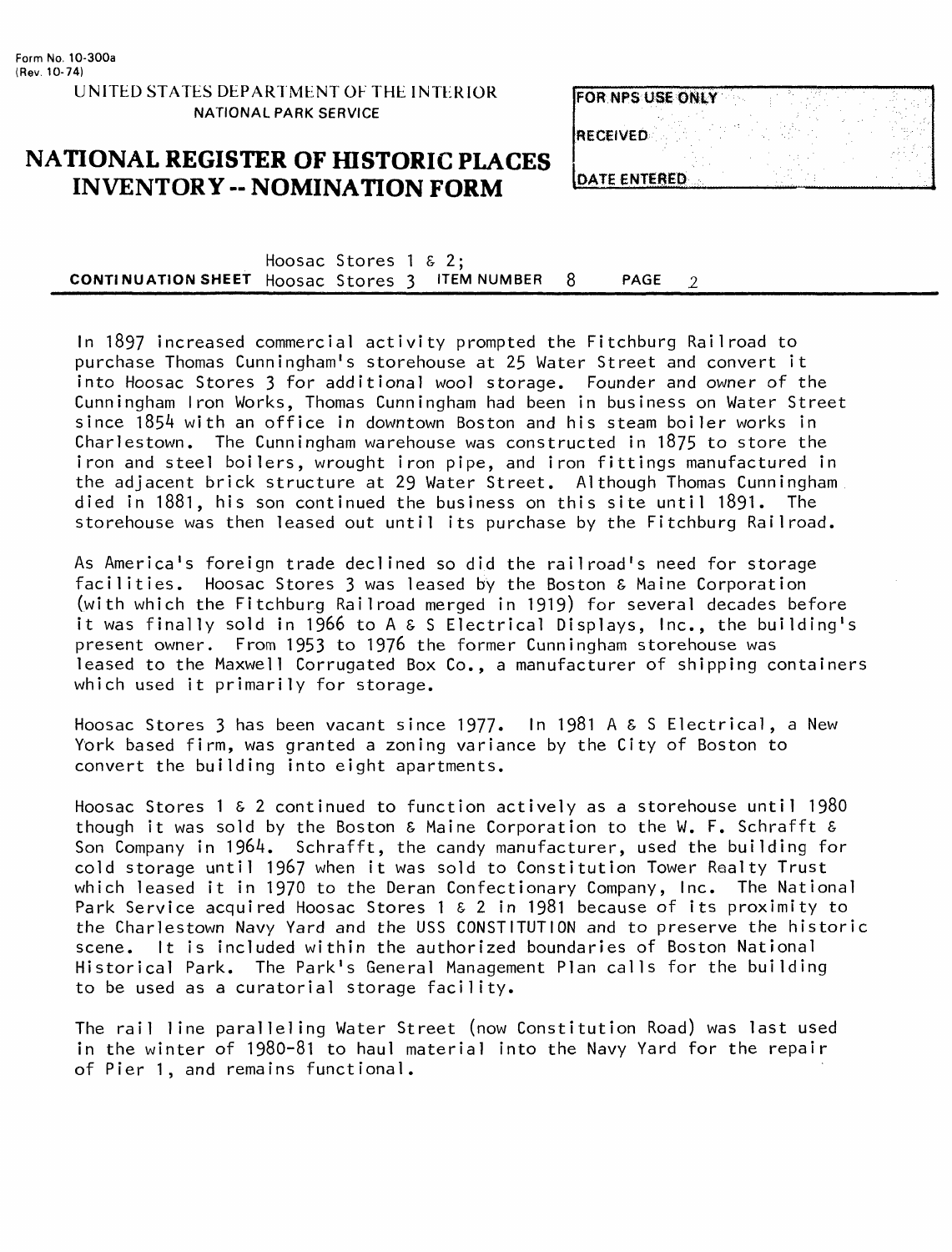Form No. 10-300a
(Rev. 10-74)

UNITED STATES DEPARTMENT OF THE INTERIOR
NATIONAL PARK SERVICE

# NATIONAL REGISTER OF HISTORIC PLACES INVENTORY -- NOMINATION FORM

| FOR NPS USE ONLY |
| --- |
| RECEIVED |
| DATE ENTERED |

**CONTINUATION SHEET** Hoosac Stores 1 & 2; Hoosac Stores 3 **ITEM NUMBER** 8 **PAGE** 2

In 1897 increased commercial activity prompted the Fitchburg Railroad to purchase Thomas Cunningham's storehouse at 25 Water Street and convert it into Hoosac Stores 3 for additional wool storage. Founder and owner of the Cunningham Iron Works, Thomas Cunningham had been in business on Water Street since 1854 with an office in downtown Boston and his steam boiler works in Charlestown. The Cunningham warehouse was constructed in 1875 to store the iron and steel boilers, wrought iron pipe, and iron fittings manufactured in the adjacent brick structure at 29 Water Street. Although Thomas Cunningham died in 1881, his son continued the business on this site until 1891. The storehouse was then leased out until its purchase by the Fitchburg Railroad.

As America's foreign trade declined so did the railroad's need for storage facilities. Hoosac Stores 3 was leased by the Boston & Maine Corporation (with which the Fitchburg Railroad merged in 1919) for several decades before it was finally sold in 1966 to A & S Electrical Displays, Inc., the building's present owner. From 1953 to 1976 the former Cunningham storehouse was leased to the Maxwell Corrugated Box Co., a manufacturer of shipping containers which used it primarily for storage.

Hoosac Stores 3 has been vacant since 1977. In 1981 A & S Electrical, a New York based firm, was granted a zoning variance by the City of Boston to convert the building into eight apartments.

Hoosac Stores 1 & 2 continued to function actively as a storehouse until 1980 though it was sold by the Boston & Maine Corporation to the W. F. Schrafft & Son Company in 1964. Schrafft, the candy manufacturer, used the building for cold storage until 1967 when it was sold to Constitution Tower Realty Trust which leased it in 1970 to the Deran Confectionary Company, Inc. The National Park Service acquired Hoosac Stores 1 & 2 in 1981 because of its proximity to the Charlestown Navy Yard and the USS CONSTITUTION and to preserve the historic scene. It is included within the authorized boundaries of Boston National Historical Park. The Park's General Management Plan calls for the building to be used as a curatorial storage facility.

The rail line paralleling Water Street (now Constitution Road) was last used in the winter of 1980-81 to haul material into the Navy Yard for the repair of Pier 1, and remains functional.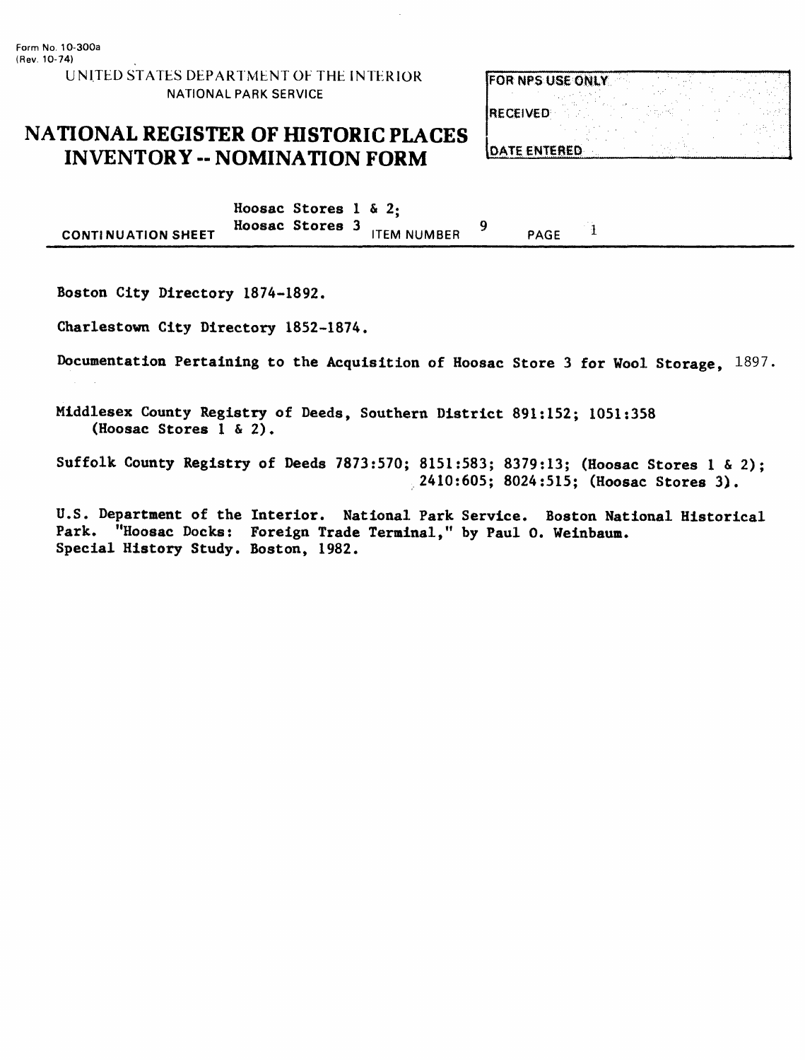Form No. 10-300a
(Rev. 10-74)

UNITED STATES DEPARTMENT OF THE INTERIOR
NATIONAL PARK SERVICE

# NATIONAL REGISTER OF HISTORIC PLACES INVENTORY -- NOMINATION FORM

| FOR NPS USE ONLY |
|---|
| RECEIVED |
| DATE ENTERED |

CONTINUATION SHEET Hoosac Stores 1 & 2; Hoosac Stores 3 ITEM NUMBER 9 PAGE 1

Boston City Directory 1874-1892.

Charlestown City Directory 1852-1874.

Documentation Pertaining to the Acquisition of Hoosac Store 3 for Wool Storage, 1897.

Middlesex County Registry of Deeds, Southern District 891:152; 1051:358 (Hoosac Stores 1 & 2).

Suffolk County Registry of Deeds 7873:570; 8151:583; 8379:13; (Hoosac Stores 1 & 2); 2410:605; 8024:515; (Hoosac Stores 3).

U.S. Department of the Interior. National Park Service. Boston National Historical Park. "Hoosac Docks: Foreign Trade Terminal," by Paul O. Weinbaum. Special History Study. Boston, 1982.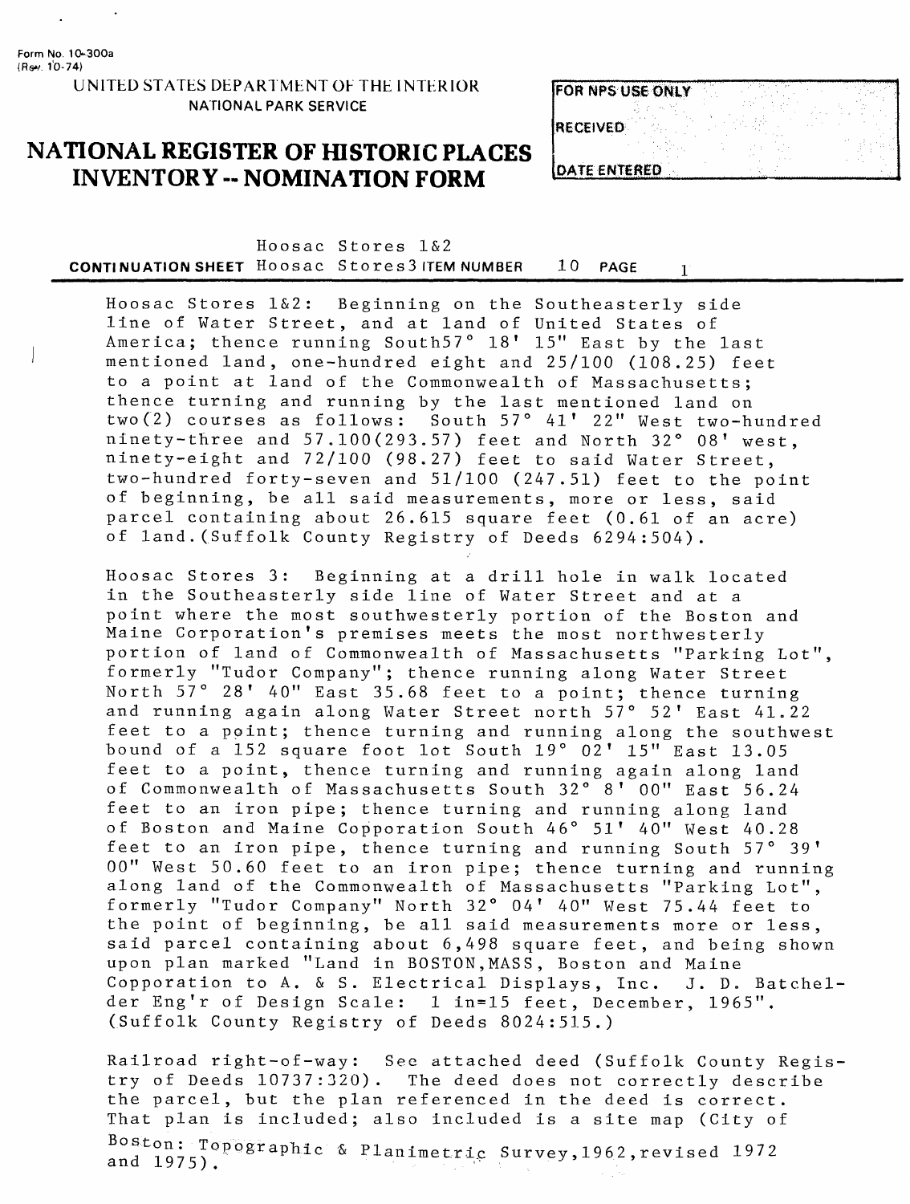Form No. 10-300a
(Rev. 10-74)

UNITED STATES DEPARTMENT OF THE INTERIOR
NATIONAL PARK SERVICE

# NATIONAL REGISTER OF HISTORIC PLACES INVENTORY -- NOMINATION FORM

| FOR NPS USE ONLY |
|---|
| RECEIVED |
| DATE ENTERED |

**CONTINUATION SHEET** Hoosac Stores 1&2 Hoosac Stores3 **ITEM NUMBER** 10 **PAGE** 1

Hoosac Stores 1&2: Beginning on the Southeasterly side line of Water Street, and at land of United States of America; thence running South57° 18' 15" East by the last mentioned land, one-hundred eight and 25/100 (108.25) feet to a point at land of the Commonwealth of Massachusetts; thence turning and running by the last mentioned land on two(2) courses as follows: South 57° 41' 22" West two-hundred ninety-three and 57.100(293.57) feet and North 32° 08' west, ninety-eight and 72/100 (98.27) feet to said Water Street, two-hundred forty-seven and 51/100 (247.51) feet to the point of beginning, be all said measurements, more or less, said parcel containing about 26.615 square feet (0.61 of an acre) of land.(Suffolk County Registry of Deeds 6294:504).

Hoosac Stores 3: Beginning at a drill hole in walk located in the Southeasterly side line of Water Street and at a point where the most southwesterly portion of the Boston and Maine Corporation's premises meets the most northwesterly portion of land of Commonwealth of Massachusetts "Parking Lot", formerly "Tudor Company"; thence running along Water Street North 57° 28' 40" East 35.68 feet to a point; thence turning and running again along Water Street north 57° 52' East 41.22 feet to a point; thence turning and running along the southwest bound of a 152 square foot lot South 19° 02' 15" East 13.05 feet to a point, thence turning and running again along land of Commonwealth of Massachusetts South 32° 8' 00" East 56.24 feet to an iron pipe; thence turning and running along land of Boston and Maine Copporation South 46° 51' 40" West 40.28 feet to an iron pipe, thence turning and running South 57° 39' 00" West 50.60 feet to an iron pipe; thence turning and running along land of the Commonwealth of Massachusetts "Parking Lot", formerly "Tudor Company" North 32° 04' 40" West 75.44 feet to the point of beginning, be all said measurements more or less, said parcel containing about 6,498 square feet, and being shown upon plan marked "Land in BOSTON,MASS, Boston and Maine Copporation to A. & S. Electrical Displays, Inc. J. D. Batchelder Eng'r of Design Scale: 1 in=15 feet, December, 1965". (Suffolk County Registry of Deeds 8024:515.)

Railroad right-of-way: See attached deed (Suffolk County Registry of Deeds 10737:320). The deed does not correctly describe the parcel, but the plan referenced in the deed is correct. That plan is included; also included is a site map (City of Boston: Topographic & Planimetric Survey,1962,revised 1972 and 1975).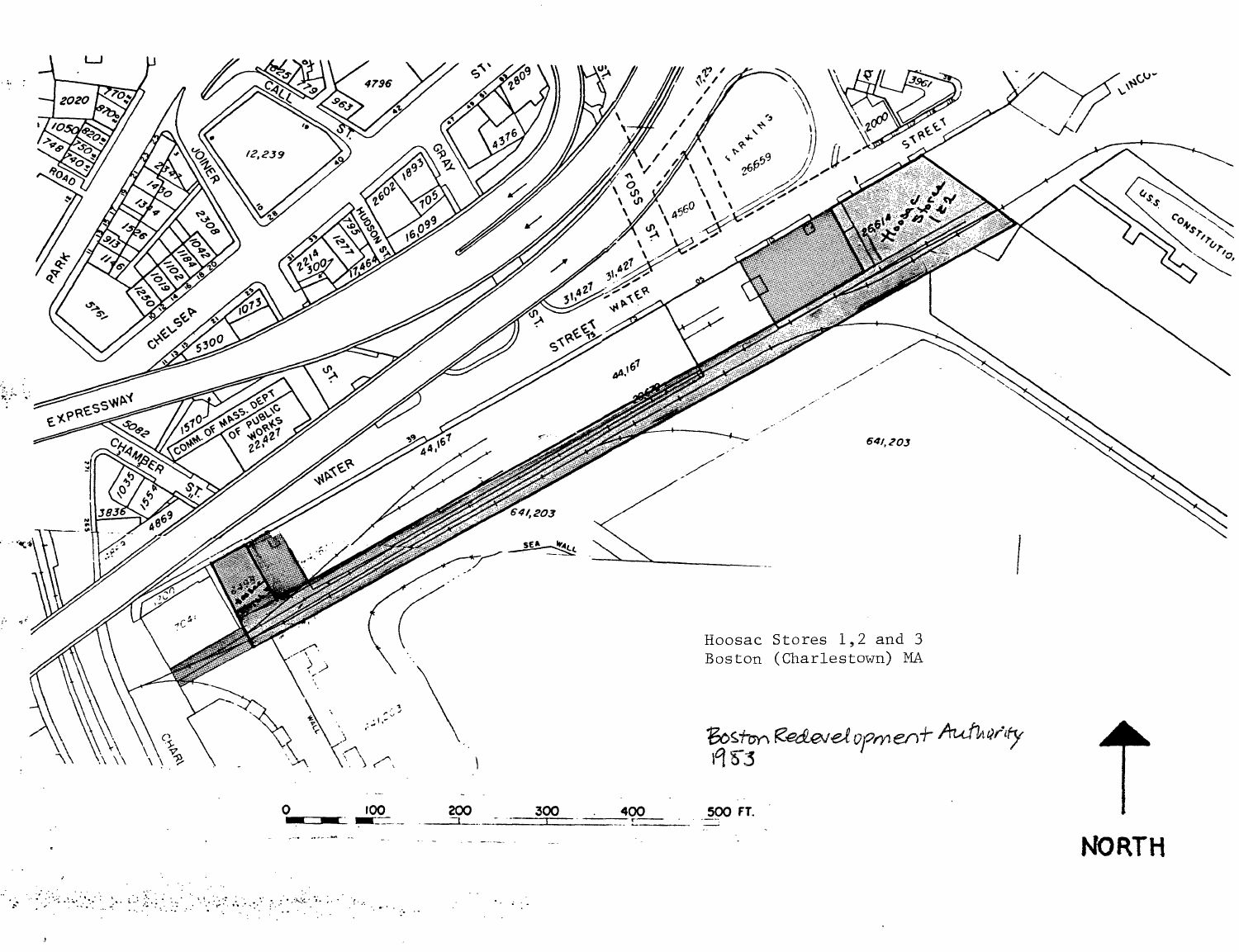Hoosac Stores 1,2 and 3
Boston (Charlestown) MA

Boston Redevelopment Authority
1953

0 100 200 300 400 500 FT.

NORTH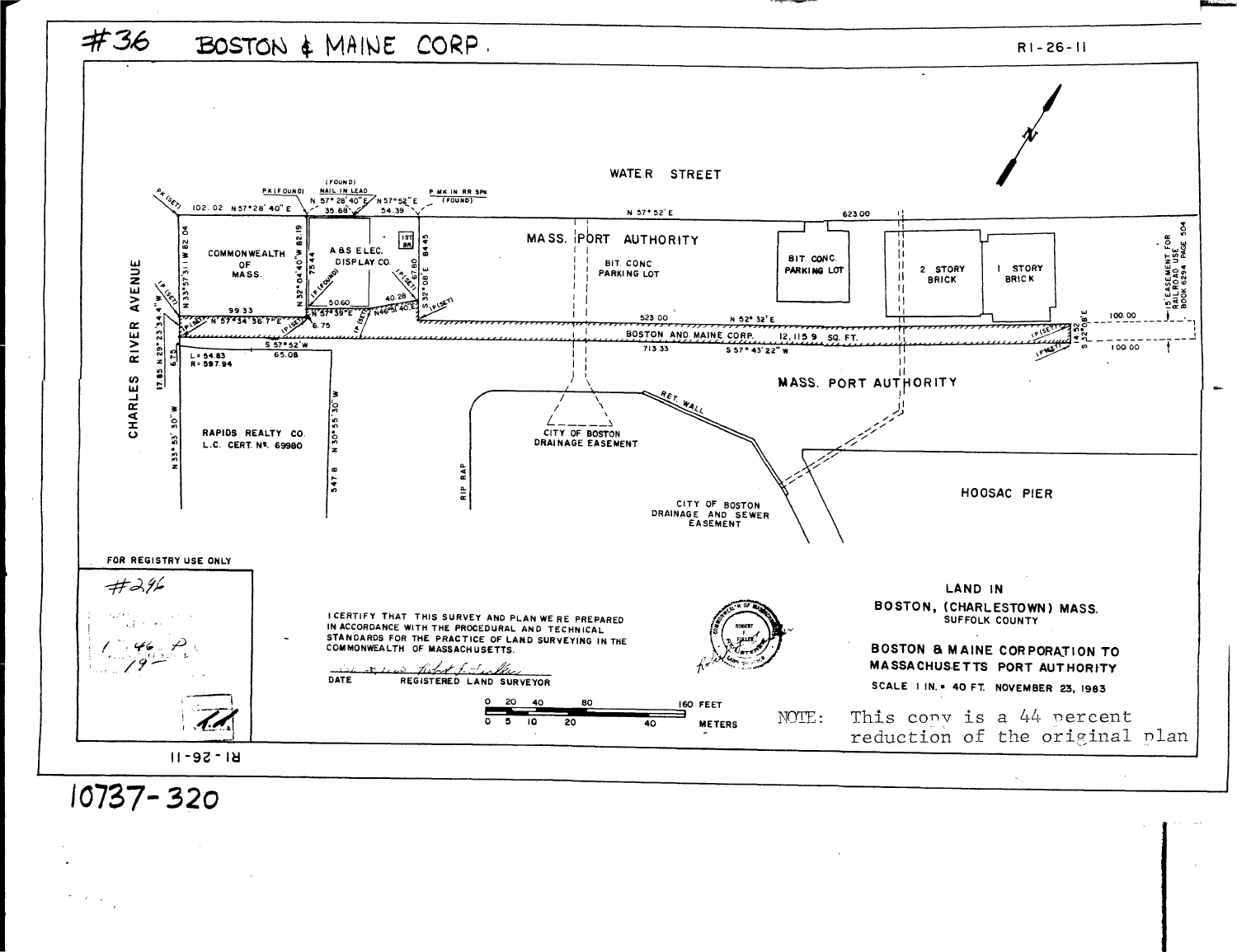#36 BOSTON & MAINE CORP.

RI-26-11

WATER STREET

MASS. PORT AUTHORITY

BIT. CONC PARKING LOT

BIT. CONC. PARKING LOT

2 STORY BRICK

1 STORY BRICK

COMMONWEALTH OF MASS.

A&S ELEC. DISPLAY CO.

CHARLES RIVER AVENUE

RAPIDS REALTY CO. L.C. CERT. Nº. 69980

BOSTON AND MAINE CORP. 12,115.9 SQ. FT.

MASS. PORT AUTHORITY

CITY OF BOSTON DRAINAGE EASEMENT

CITY OF BOSTON DRAINAGE AND SEWER EASEMENT

RET. WALL

RIP RAP

HOOSAC PIER

15' EASEMENT FOR RAILROAD USE BOOK 6294 PAGE 504

PK (SET) 102.02 N 57°28'40" E

PK (FOUND)

(FOUND) NAIL IN LEAD N 57°28'40" E 35.68

N 57°52" E 54.39

P MK IN RR SPK (FOUND)

N 57°52' E 623.00

N 33°57'31" W 82.04

N 32°04'40" W 82.19

75.44

S 32°08' E 84.45

67.80

99.33

N 57°34'36.7" E

50.60

N 57°39' E

40.28

N 46°51'40" E

6.75

523.00 N 52°32' E

713.33 S 57°43'22" W

S 57°52' W 65.08

L = 54.83 R = 597.94

17.85 N 29°23'34.4" W

6.75

N 33°53'30" W

N 30°55'30" W

547.8

100.00

100.00

14.52 S 32°08' E

IP (SET)

IP (FOUND)

FOR REGISTRY USE ONLY

#296

I CERTIFY THAT THIS SURVEY AND PLAN WERE PREPARED IN ACCORDANCE WITH THE PROCEDURAL AND TECHNICAL STANDARDS FOR THE PRACTICE OF LAND SURVEYING IN THE COMMONWEALTH OF MASSACHUSETTS.

DATE REGISTERED LAND SURVEYOR

0 20 40 80 160 FEET

0 5 10 20 40 METERS

LAND IN
BOSTON, (CHARLESTOWN) MASS.
SUFFOLK COUNTY

BOSTON & MAINE CORPORATION TO
MASSACHUSETTS PORT AUTHORITY

SCALE 1 IN. = 40 FT. NOVEMBER 23, 1983

NOTE: This copy is a 44 percent reduction of the original plan

RI-26-11

10737-320